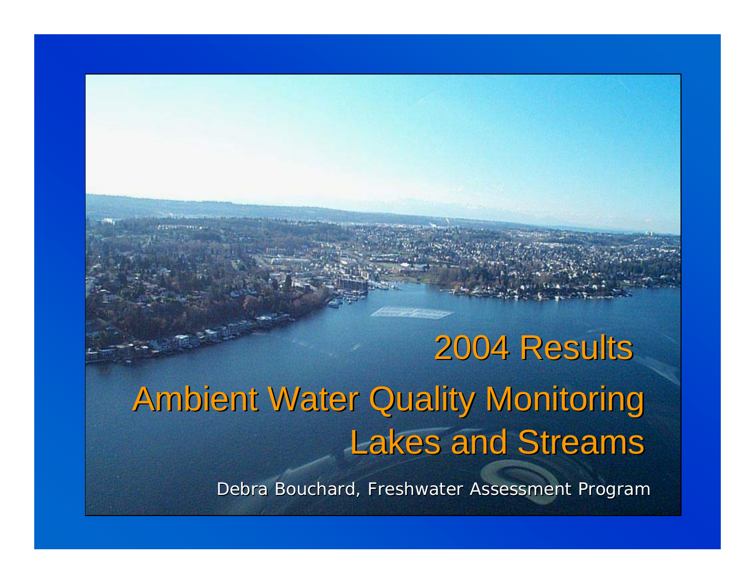# 2004 Results

# Ambient Water Quality Monitoring Lakes and Streams

Debra Bouchard, Freshwater Assessment Program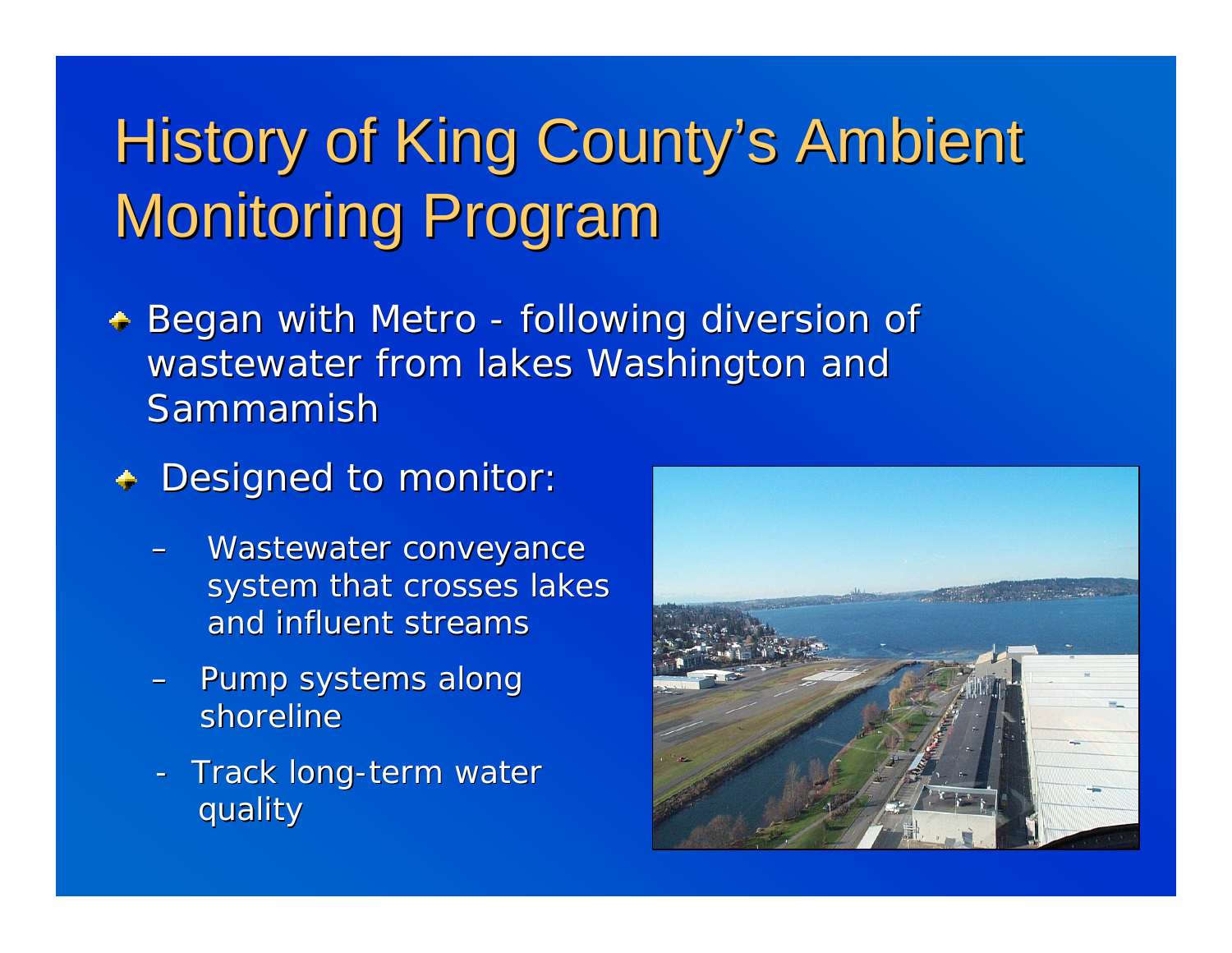# History of King County's Ambient Monitoring Program

- Began with Metro - following diversion of wastewater from lakes Washington and Sammamish
- Designed to monitor:
  - Wastewater conveyance system that crosses lakes and influent streams
  - Pump systems along shoreline
  - Track long-term water quality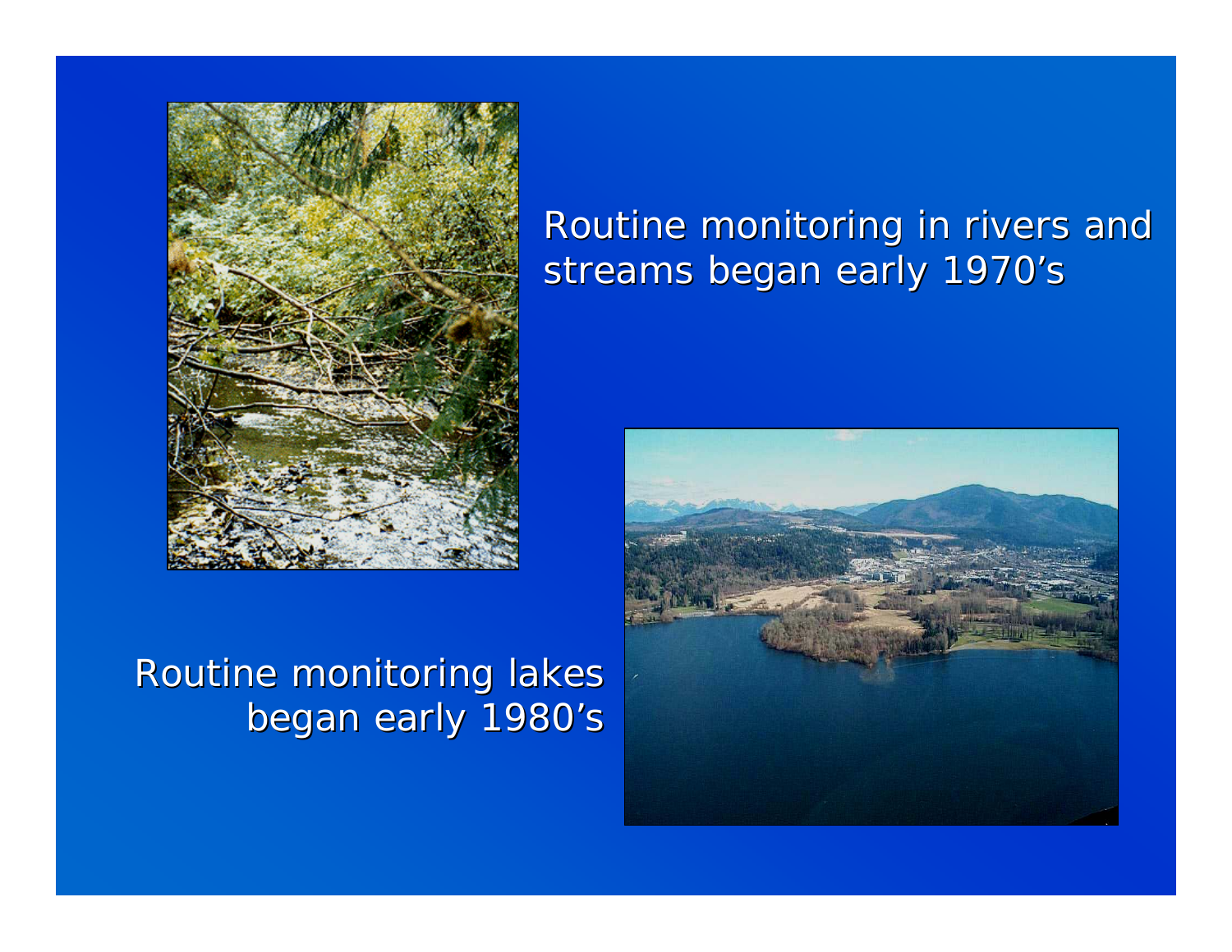Routine monitoring in rivers and streams began early 1970's

Routine monitoring lakes began early 1980's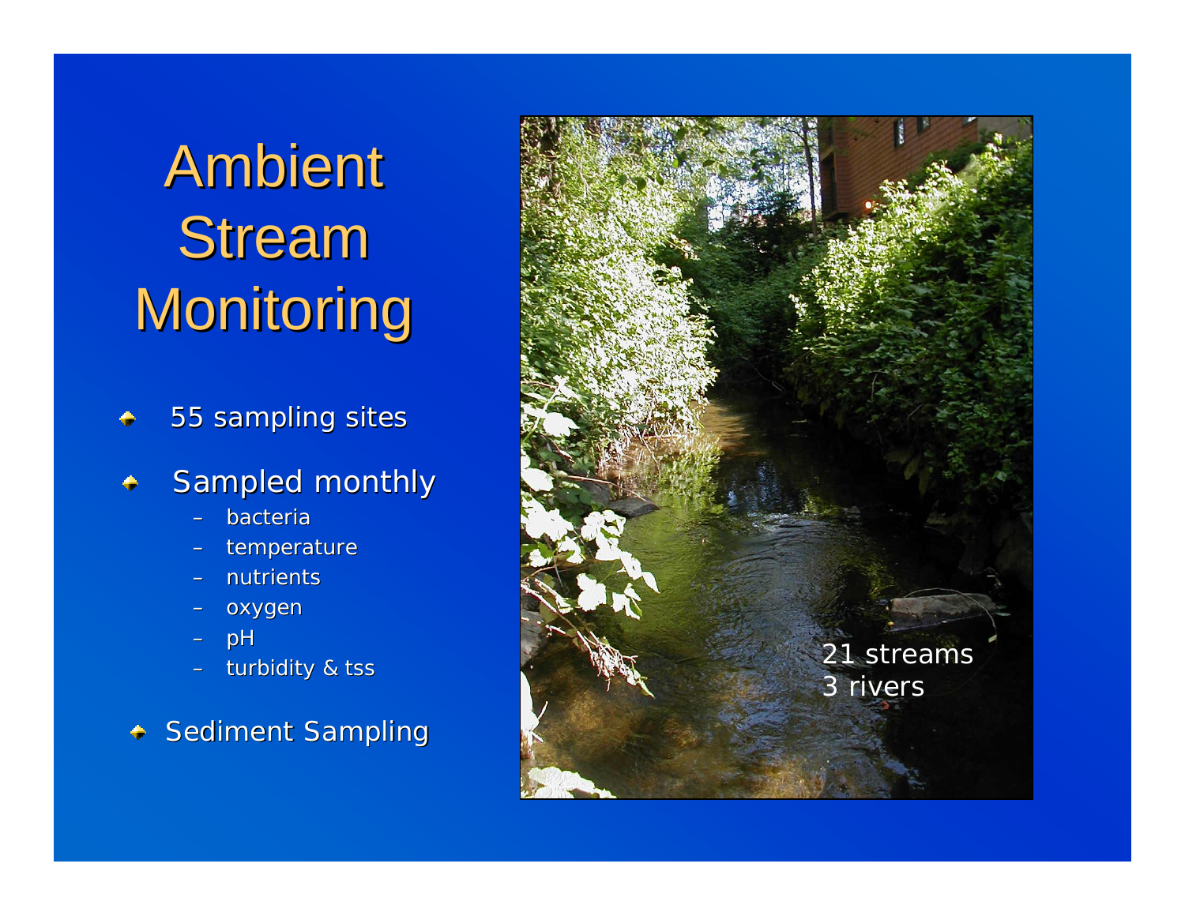# Ambient Stream Monitoring

- 55 sampling sites
- Sampled monthly
  - bacteria
  - temperature
  - nutrients
  - oxygen
  - pH
  - turbidity & tss
- Sediment Sampling

21 streams
3 rivers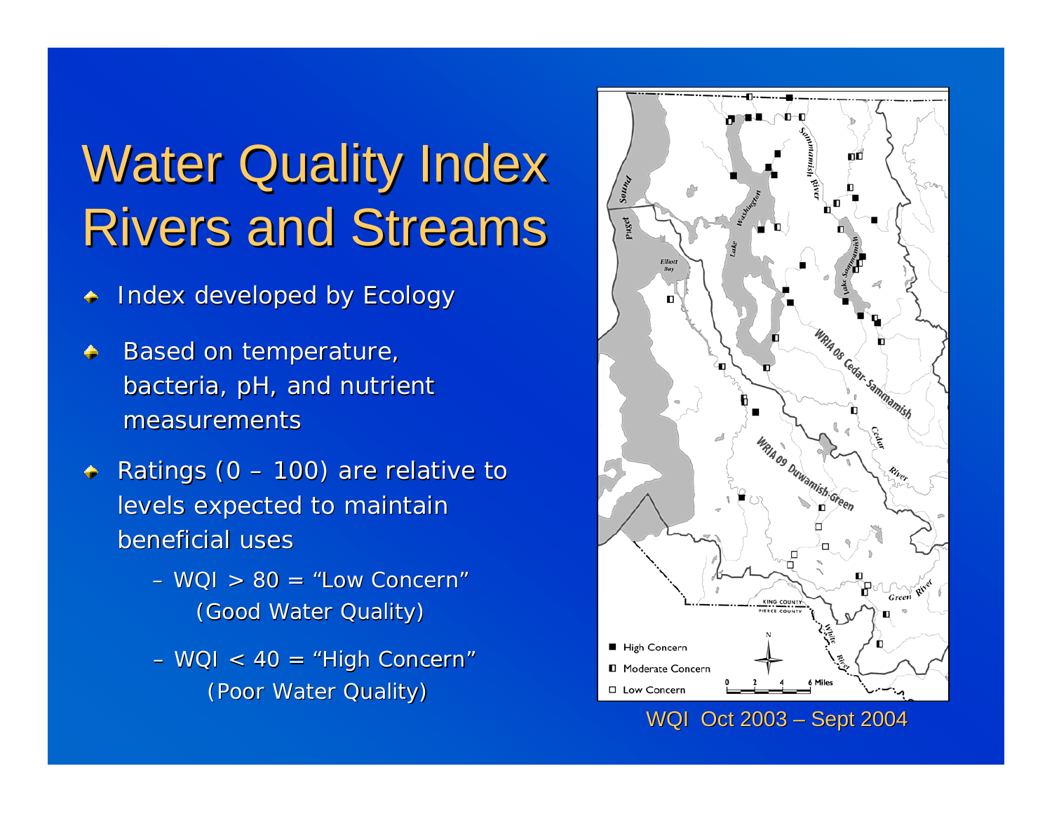# Water Quality Index Rivers and Streams

- Index developed by Ecology
- Based on temperature, bacteria, pH, and nutrient measurements
- Ratings (0 – 100) are relative to levels expected to maintain beneficial uses
  - WQI > 80 = "Low Concern" (Good Water Quality)
  - WQI < 40 = "High Concern" (Poor Water Quality)

WQI Oct 2003 – Sept 2004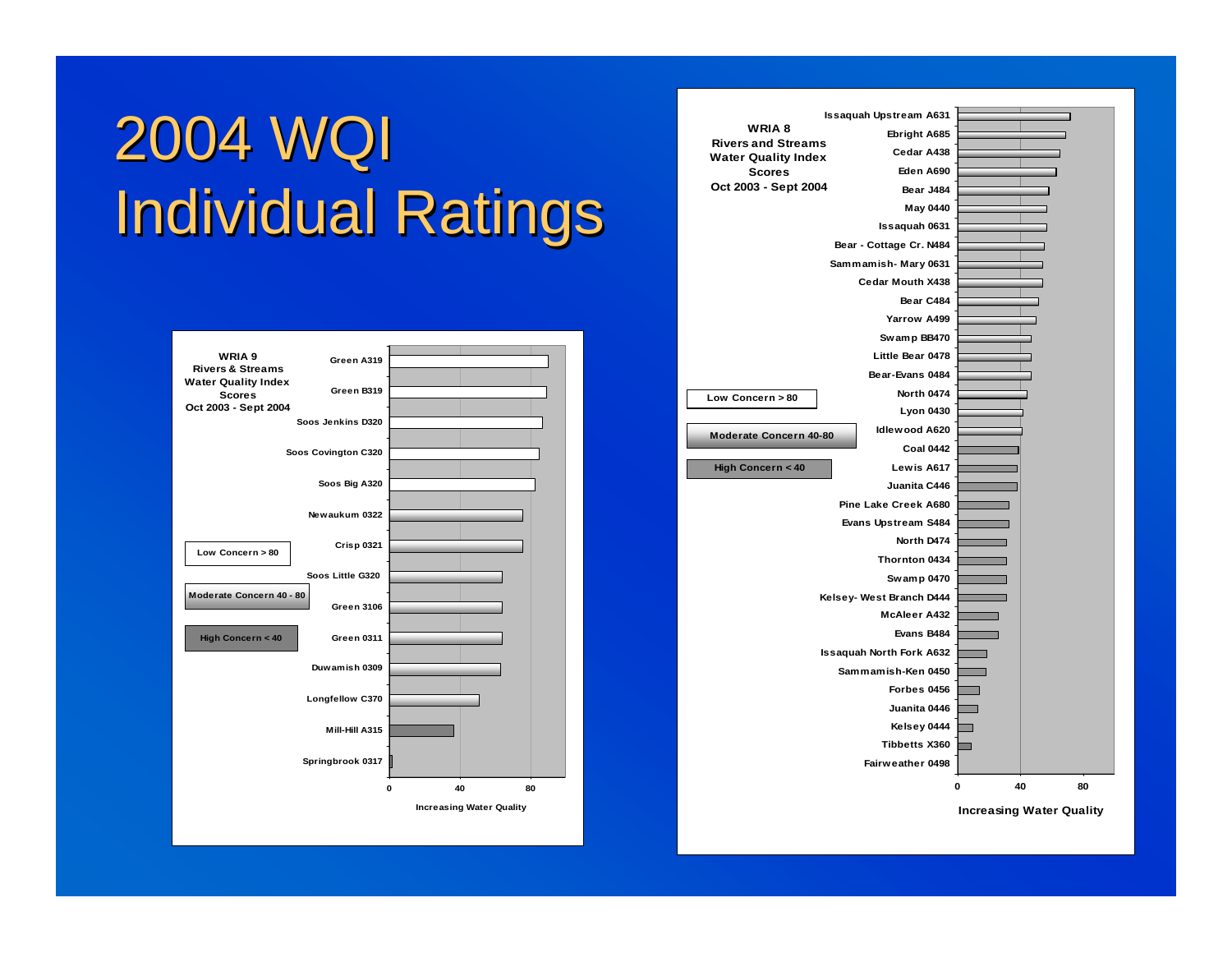# 2004 WQI Individual Ratings

**WRIA 9 Rivers & Streams Water Quality Index Scores Oct 2003 - Sept 2004**

- Low Concern > 80
- Moderate Concern 40 - 80
- High Concern < 40

Green A319
Green B319
Soos Jenkins D320
Soos Covington C320
Soos Big A320
Newaukum 0322
Crisp 0321
Soos Little G320
Green 3106
Green 0311
Duwamish 0309
Longfellow C370
Mill-Hill A315
Springbrook 0317

0 40 80

Increasing Water Quality

**WRIA 8 Rivers and Streams Water Quality Index Scores Oct 2003 - Sept 2004**

- Low Concern > 80
- Moderate Concern 40-80
- High Concern < 40

Issaquah Upstream A631
Ebright A685
Cedar A438
Eden A690
Bear J484
May 0440
Issaquah 0631
Bear - Cottage Cr. N484
Sammamish- Mary 0631
Cedar Mouth X438
Bear C484
Yarrow A499
Swamp BB470
Little Bear 0478
Bear-Evans 0484
North 0474
Lyon 0430
Idlewood A620
Coal 0442
Lewis A617
Juanita C446
Pine Lake Creek A680
Evans Upstream S484
North D474
Thornton 0434
Swamp 0470
Kelsey- West Branch D444
McAleer A432
Evans B484
Issaquah North Fork A632
Sammamish-Ken 0450
Forbes 0456
Juanita 0446
Kelsey 0444
Tibbetts X360
Fairweather 0498

0 40 80

Increasing Water Quality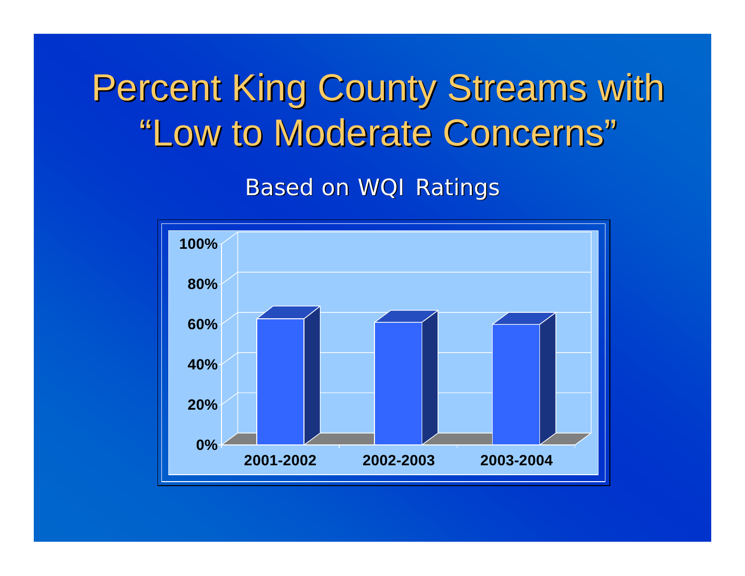# Percent King County Streams with "Low to Moderate Concerns"

Based on WQI Ratings

100%
80%
60%
40%
20%
0%

2001-2002 2002-2003 2003-2004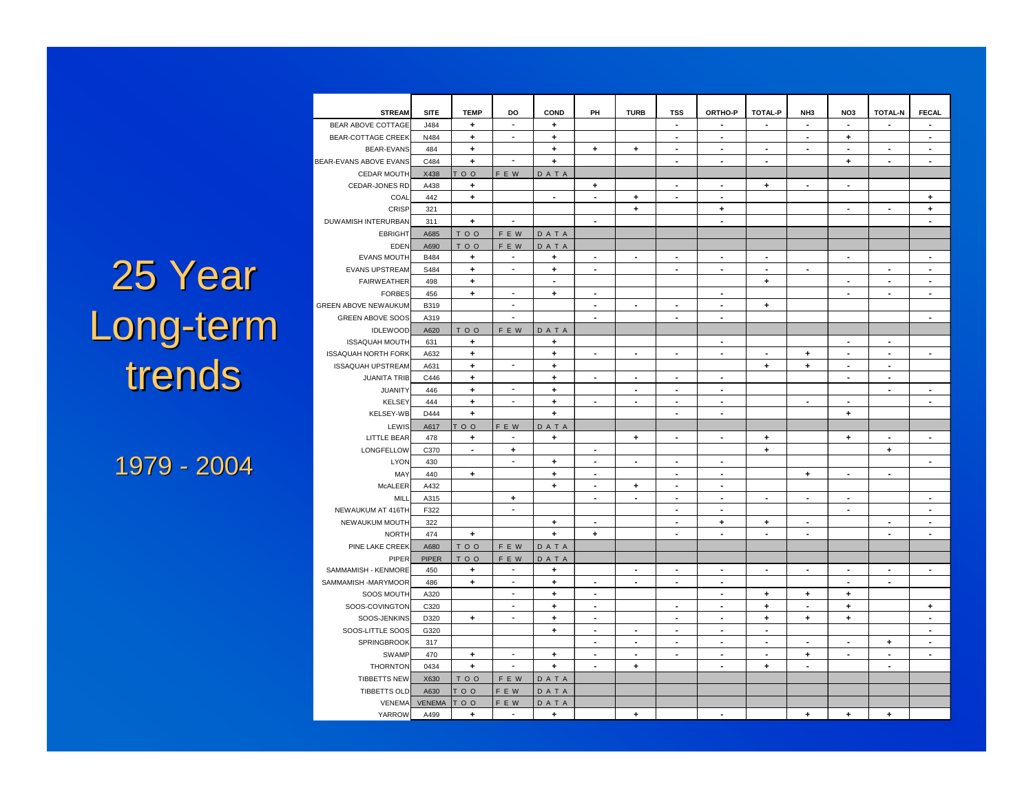# 25 Year Long-term trends

## 1979 - 2004

| STREAM | SITE | TEMP | DO | COND | PH | TURB | TSS | ORTHO-P | TOTAL-P | NH3 | NO3 | TOTAL-N | FECAL |
|---|---|---|---|---|---|---|---|---|---|---|---|---|---|
| BEAR ABOVE COTTAGE | J484 | + | - | + | | | - | - | - | - | - | - | - |
| BEAR-COTTAGE CREEK | N484 | + | - | + | | | - | - | | - | + | | - |
| BEAR-EVANS | 484 | + | | + | + | + | - | - | - | - | - | - | - |
| BEAR-EVANS ABOVE EVANS | C484 | + | - | + | | | - | - | - | | + | - | - |
| CEDAR MOUTH | X438 | T O O | F E W | D A T A | | | | | | | | | |
| CEDAR-JONES RD | A438 | + | | | + | | - | - | + | - | - | | |
| COAL | 442 | + | | - | - | + | - | - | | | | | + |
| CRISP | 321 | | | | | + | | + | | | - | - | + |
| DUWAMISH INTERURBAN | 311 | + | - | | - | | | - | | | | | - |
| EBRIGHT | A685 | T O O | F E W | D A T A | | | | | | | | | |
| EDEN | A690 | T O O | F E W | D A T A | | | | | | | | | |
| EVANS MOUTH | B484 | + | - | + | - | - | - | - | - | | - | | - |
| EVANS UPSTREAM | S484 | + | - | + | - | | - | - | - | - | | - | - |
| FAIRWEATHER | 498 | + | | - | | | | | + | | - | - | - |
| FORBES | 456 | + | - | + | - | | | - | | | - | - | - |
| GREEN ABOVE NEWAUKUM | B319 | | - | | - | - | - | - | + | | | | |
| GREEN ABOVE SOOS | A319 | | - | | - | | - | - | | | | | - |
| IDLEWOOD | A620 | T O O | F E W | D A T A | | | | | | | | | |
| ISSAQUAH MOUTH | 631 | + | | + | | | | - | | | - | - | |
| ISSAQUAH NORTH FORK | A632 | + | | + | - | - | - | - | - | + | - | - | - |
| ISSAQUAH UPSTREAM | A631 | + | - | + | | | | | + | + | - | - | |
| JUANITA TRIB | C446 | + | | + | - | - | - | - | | | - | - | |
| JUANITY | 446 | + | - | + | | - | - | - | | | | - | - |
| KELSEY | 444 | + | - | + | - | - | - | - | | - | - | | - |
| KELSEY-WB | D444 | + | | + | | | - | - | | | + | | |
| LEWIS | A617 | T O O | F E W | D A T A | | | | | | | | | |
| LITTLE BEAR | 478 | + | - | + | | + | - | - | + | | + | - | - |
| LONGFELLOW | C370 | - | + | | - | | | | + | | | + | |
| LYON | 430 | | - | + | - | - | - | - | | | | | - |
| MAY | 440 | + | | + | - | | - | - | | + | - | - | |
| McALEER | A432 | | | + | - | + | - | - | | | | | |
| MILL | A315 | | + | | - | - | - | - | - | - | - | | - |
| NEWAUKUM AT 416TH | F322 | | - | | | | - | - | | | - | | - |
| NEWAUKUM MOUTH | 322 | | | + | - | | - | + | + | - | | - | - |
| NORTH | 474 | + | | + | + | | - | - | - | - | | - | - |
| PINE LAKE CREEK | A680 | T O O | F E W | D A T A | | | | | | | | | |
| PIPER | PIPER | T O O | F E W | D A T A | | | | | | | | | |
| SAMMAMISH - KENMORE | 450 | + | - | + | | - | - | - | - | - | - | - | - |
| SAMMAMISH -MARYMOOR | 486 | + | - | + | - | - | - | - | | | - | - | |
| SOOS MOUTH | A320 | | - | + | - | | | - | + | + | + | | |
| SOOS-COVINGTON | C320 | | - | + | - | | - | - | + | - | + | | + |
| SOOS-JENKINS | D320 | + | - | + | - | | - | - | + | + | + | | - |
| SOOS-LITTLE SOOS | G320 | | | + | - | - | - | - | - | | | | - |
| SPRINGBROOK | 317 | | | | - | - | - | - | - | - | - | + | - |
| SWAMP | 470 | + | - | + | - | - | - | - | - | + | - | - | - |
| THORNTON | 0434 | + | - | + | - | + | | - | + | - | | - | |
| TIBBETTS NEW | X630 | T O O | F E W | D A T A | | | | | | | | | |
| TIBBETTS OLD | A630 | T O O | F E W | D A T A | | | | | | | | | |
| VENEMA | VENEMA | T O O | F E W | D A T A | | | | | | | | | |
| YARROW | A499 | + | - | + | | + | | - | | + | + | + | |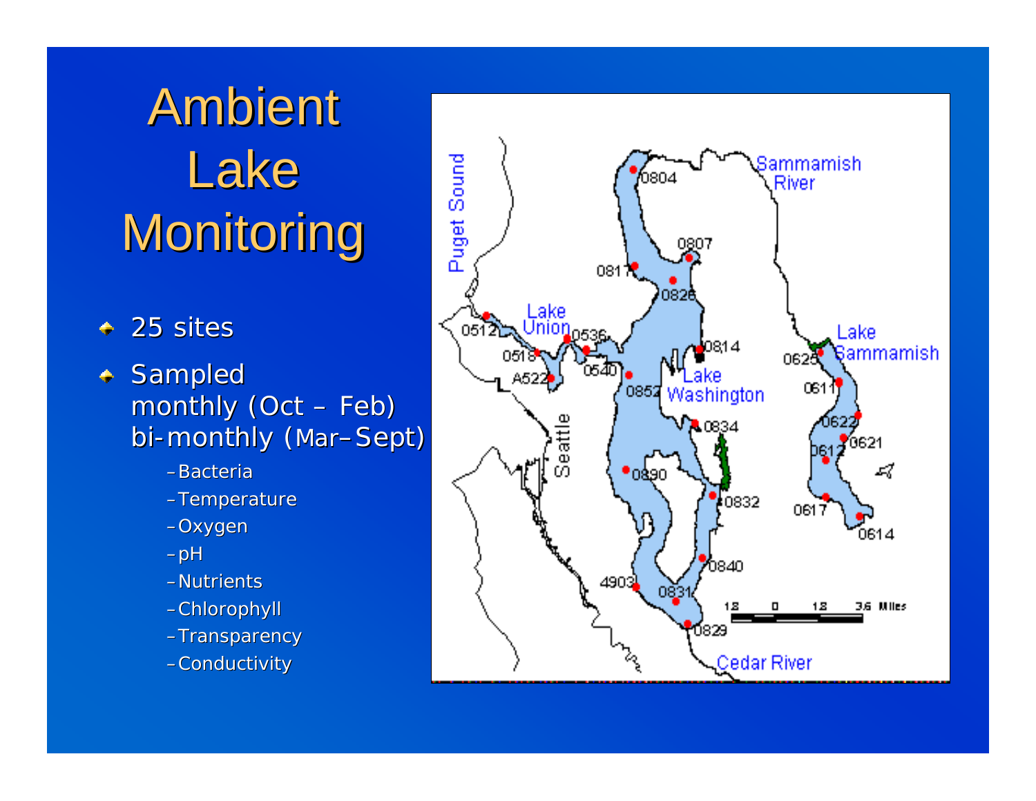# Ambient Lake Monitoring

- 25 sites
- Sampled monthly (Oct – Feb) bi-monthly (Mar– Sept)
  - Bacteria
  - Temperature
  - Oxygen
  - pH
  - Nutrients
  - Chlorophyll
  - Transparency
  - Conductivity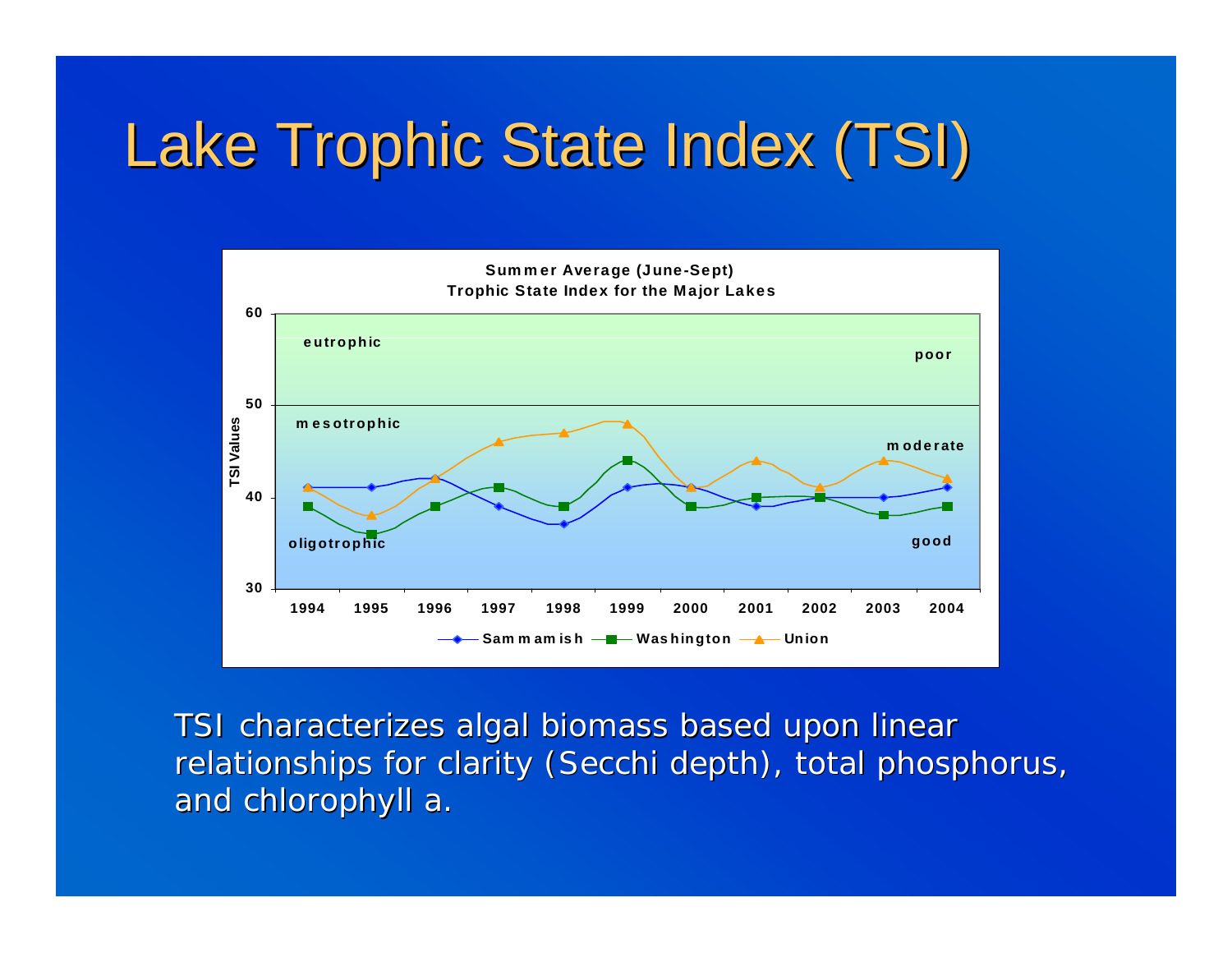# Lake Trophic State Index (TSI)

**Summer Average (June-Sept)**
**Trophic State Index for the Major Lakes**

| Year | Sammamish | Washington | Union |
|---|---|---|---|
| 1994 | 41 | 39 | 41 |
| 1995 | 41 | 36 | 38 |
| 1996 | 42 | 39 | 42 |
| 1997 | 39 | 41 | 46 |
| 1998 | 37 | 39 | 47 |
| 1999 | 41 | 44 | 48 |
| 2000 | 41 | 39 | 41 |
| 2001 | 39 | 40 | 44 |
| 2002 | 40 | 40 | 41 |
| 2003 | 40 | 38 | 44 |
| 2004 | 41 | 39 | 42 |

TSI Values: eutrophic (poor) > 50; mesotrophic (moderate) 40–50; oligotrophic (good) < 40

TSI characterizes algal biomass based upon linear relationships for clarity (Secchi depth), total phosphorus, and chlorophyll a.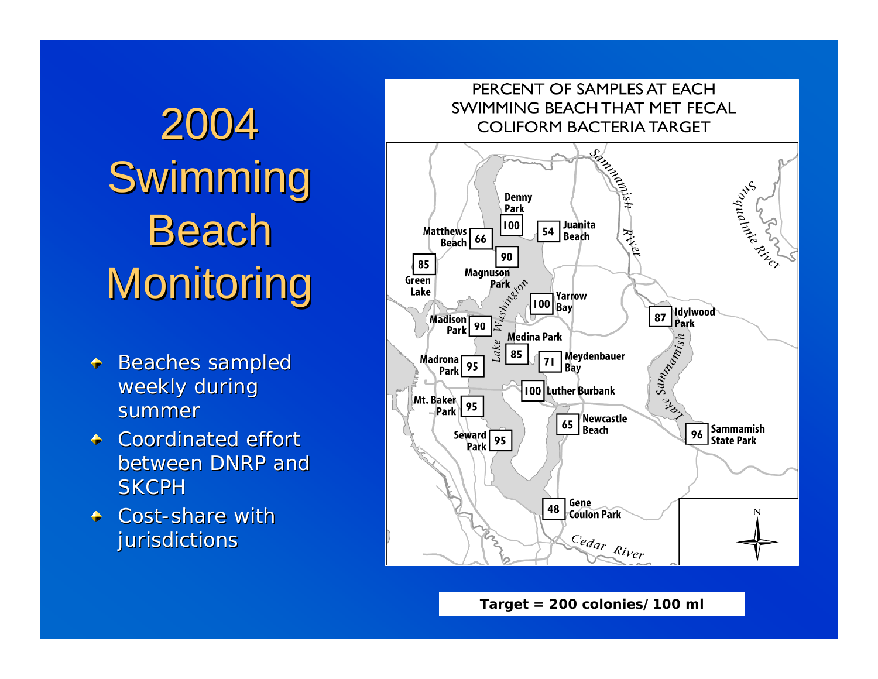# 2004 Swimming Beach Monitoring

- Beaches sampled weekly during summer
- Coordinated effort between DNRP and SKCPH
- Cost-share with jurisdictions

PERCENT OF SAMPLES AT EACH SWIMMING BEACH THAT MET FECAL COLIFORM BACTERIA TARGET

| Beach | Percent |
|---|---|
| Denny Park | 100 |
| Juanita Beach | 54 |
| Matthews Beach | 66 |
| Magnuson Park | 90 |
| Green Lake | 85 |
| Yarrow Bay | 100 |
| Idylwood Park | 87 |
| Madison Park | 90 |
| Medina Park | 85 |
| Madrona Park | 95 |
| Meydenbauer Bay | 71 |
| Luther Burbank | 100 |
| Mt. Baker Park | 95 |
| Newcastle Beach | 65 |
| Sammamish State Park | 96 |
| Seward Park | 95 |
| Gene Coulon Park | 48 |

**Target = 200 colonies/ 100 ml**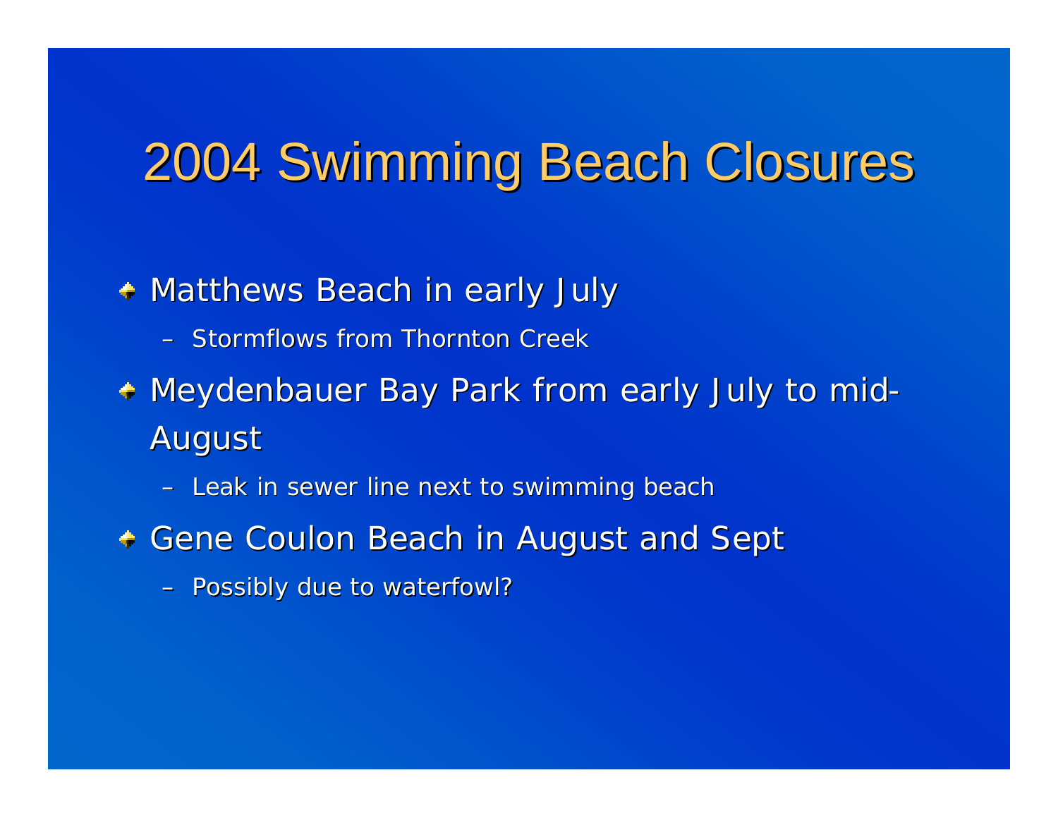# 2004 Swimming Beach Closures

- Matthews Beach in early July
  - Stormflows from Thornton Creek
- Meydenbauer Bay Park from early July to mid-August
  - Leak in sewer line next to swimming beach
- Gene Coulon Beach in August and Sept
  - Possibly due to waterfowl?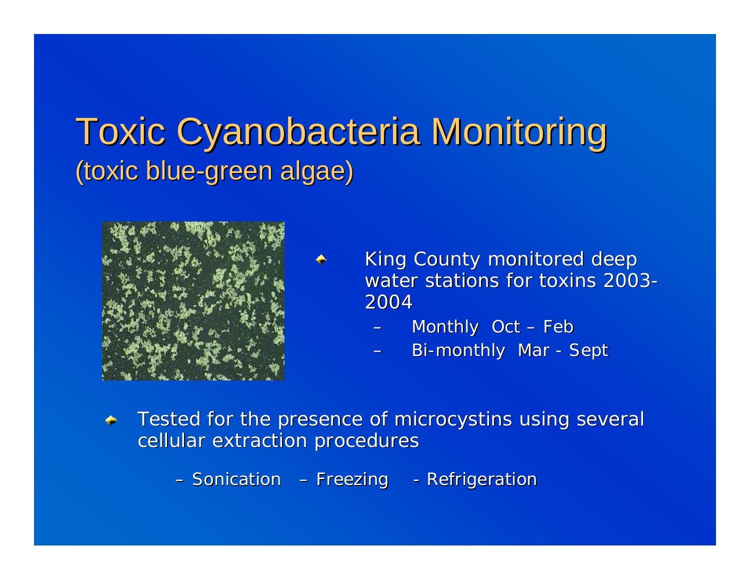# Toxic Cyanobacteria Monitoring
## (toxic blue-green algae)

- King County monitored deep water stations for toxins 2003-2004
  - Monthly Oct – Feb
  - Bi-monthly Mar - Sept

- Tested for the presence of microcystins using several cellular extraction procedures
  - Sonication – Freezing - Refrigeration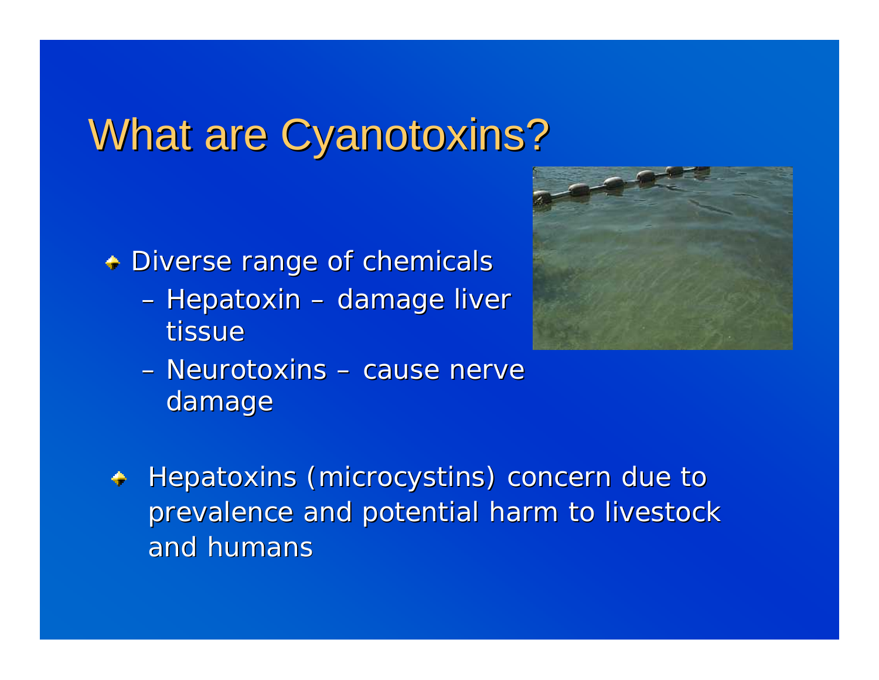# What are Cyanotoxins?

- Diverse range of chemicals
  - Hepatoxin – damage liver tissue
  - Neurotoxins – cause nerve damage

- Hepatoxins (microcystins) concern due to prevalence and potential harm to livestock and humans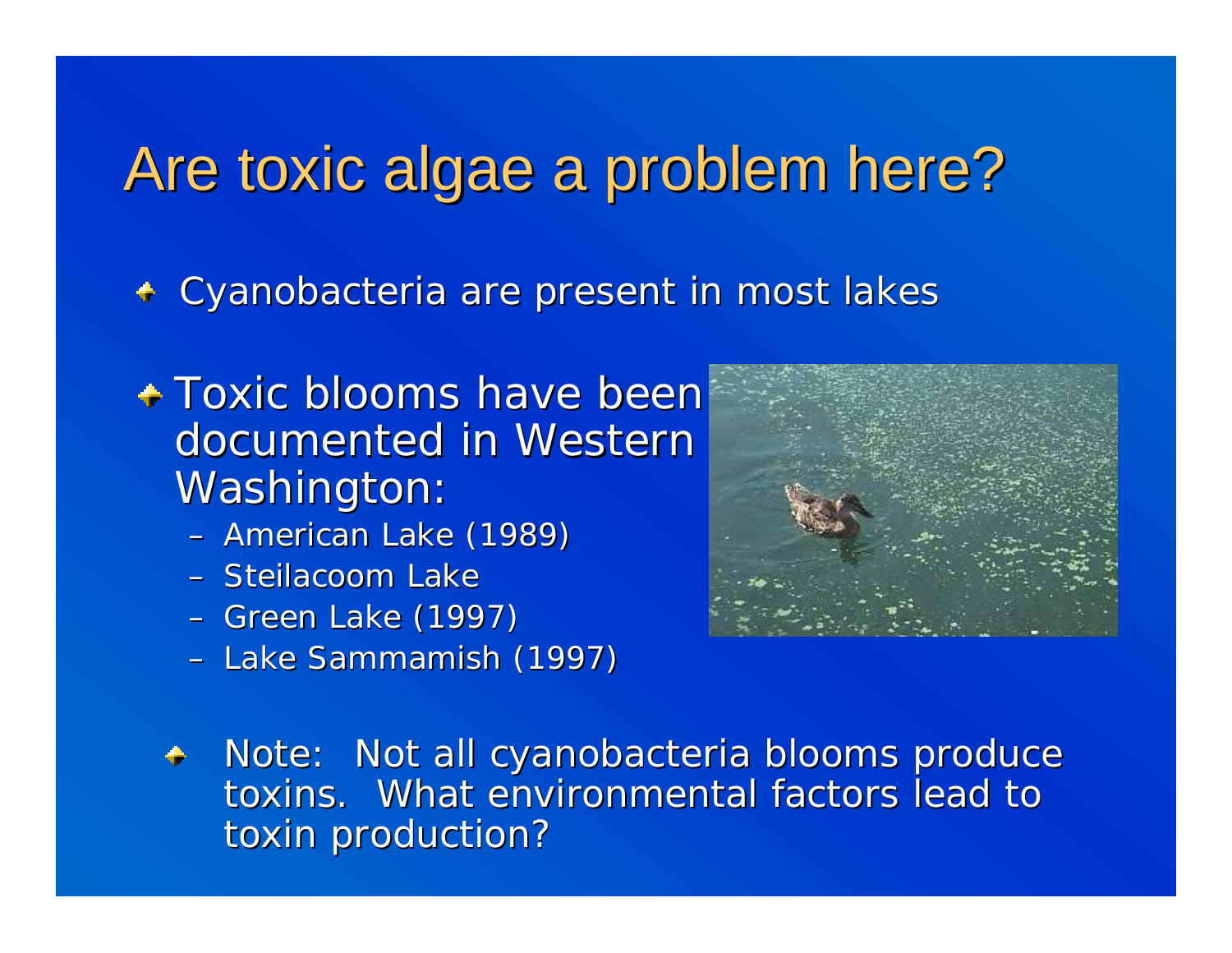# Are toxic algae a problem here?

- Cyanobacteria are present in most lakes
- Toxic blooms have been documented in Western Washington:
  - American Lake (1989)
  - Steilacoom Lake
  - Green Lake (1997)
  - Lake Sammamish (1997)

  - Note: Not all cyanobacteria blooms produce toxins. What environmental factors lead to toxin production?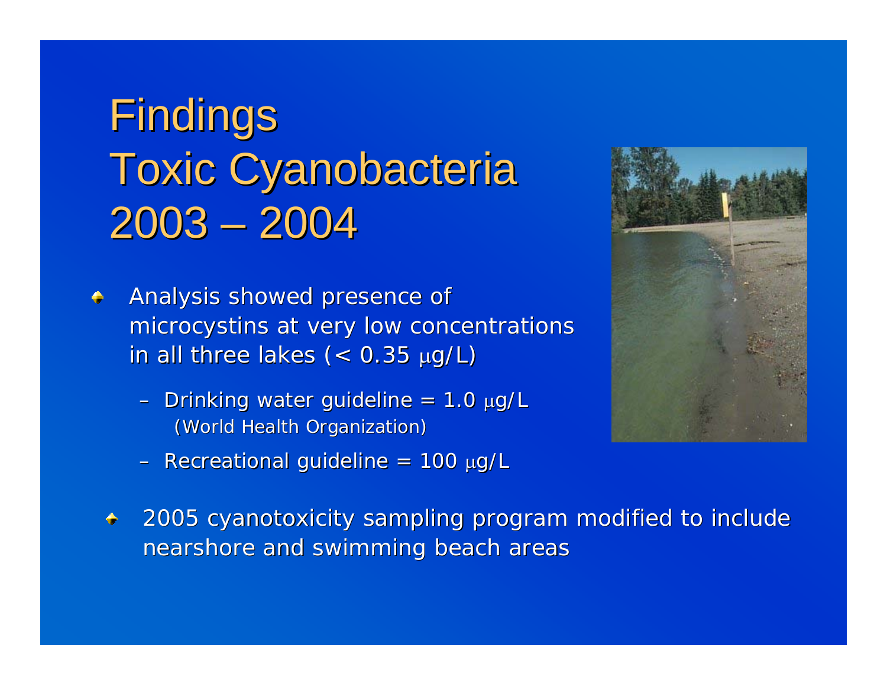# Findings
# Toxic Cyanobacteria
# 2003 – 2004

- Analysis showed presence of microcystins at very low concentrations in all three lakes (< 0.35 μg/L)
  - Drinking water guideline = 1.0 μg/L (World Health Organization)
  - Recreational guideline = 100 μg/L

- 2005 cyanotoxicity sampling program modified to include nearshore and swimming beach areas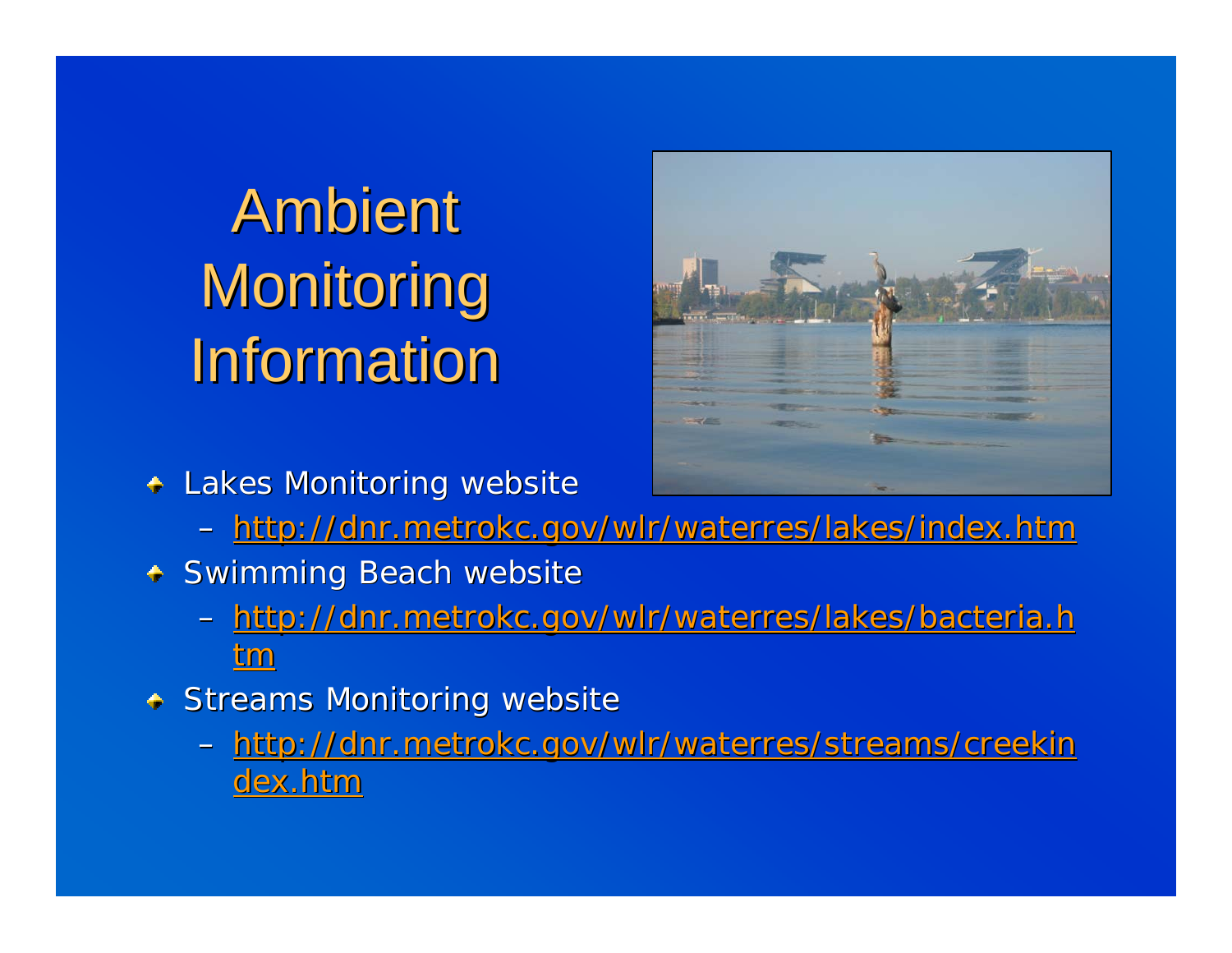# Ambient Monitoring Information

- Lakes Monitoring website
  - http://dnr.metrokc.gov/wlr/waterres/lakes/index.htm
- Swimming Beach website
  - http://dnr.metrokc.gov/wlr/waterres/lakes/bacteria.htm
- Streams Monitoring website
  - http://dnr.metrokc.gov/wlr/waterres/streams/creekindex.htm